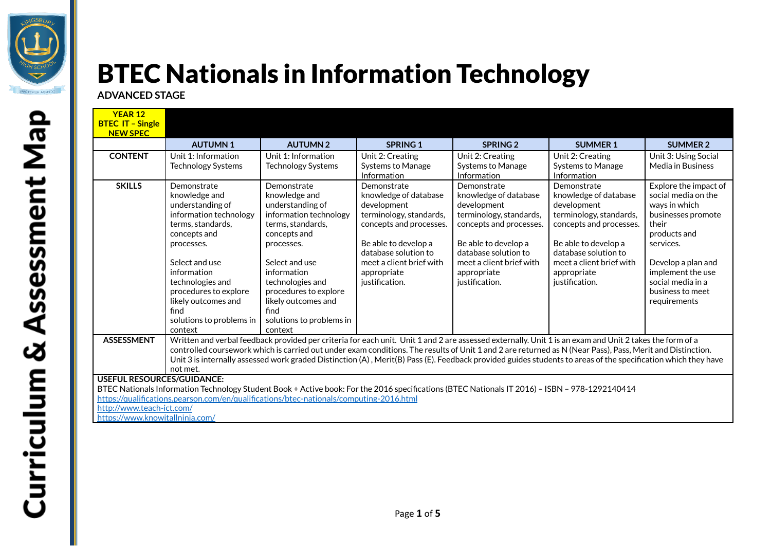# BTEC Nationals in Information Technology

**ADVANCED STAGE**

| YEAR 12 BTEC IT – Single NEW SPEC | | | | | | |
|---|---|---|---|---|---|---|
| | **AUTUMN 1** | **AUTUMN 2** | **SPRING 1** | **SPRING 2** | **SUMMER 1** | **SUMMER 2** |
| **CONTENT** | Unit 1: Information Technology Systems | Unit 1: Information Technology Systems | Unit 2: Creating Systems to Manage Information | Unit 2: Creating Systems to Manage Information | Unit 2: Creating Systems to Manage Information | Unit 3: Using Social Media in Business |
| **SKILLS** | Demonstrate knowledge and understanding of information technology terms, standards, concepts and processes.<br><br>Select and use information technologies and procedures to explore likely outcomes and find solutions to problems in context | Demonstrate knowledge and understanding of information technology terms, standards, concepts and processes.<br><br>Select and use information technologies and procedures to explore likely outcomes and find solutions to problems in context | Demonstrate knowledge of database development terminology, standards, concepts and processes.<br><br>Be able to develop a database solution to meet a client brief with appropriate justification. | Demonstrate knowledge of database development terminology, standards, concepts and processes.<br><br>Be able to develop a database solution to meet a client brief with appropriate justification. | Demonstrate knowledge of database development terminology, standards, concepts and processes.<br><br>Be able to develop a database solution to meet a client brief with appropriate justification. | Explore the impact of social media on the ways in which businesses promote their products and services.<br><br>Develop a plan and implement the use social media in a business to meet requirements |
| **ASSESSMENT** | Written and verbal feedback provided per criteria for each unit. Unit 1 and 2 are assessed externally. Unit 1 is an exam and Unit 2 takes the form of a controlled coursework which is carried out under exam conditions. The results of Unit 1 and 2 are returned as N (Near Pass), Pass, Merit and Distinction. Unit 3 is internally assessed work graded Distinction (A) , Merit(B) Pass (E). Feedback provided guides students to areas of the specification which they have not met. | | | | | |

**USEFUL RESOURCES/GUIDANCE:**

BTEC Nationals Information Technology Student Book + Active book: For the 2016 specifications (BTEC Nationals IT 2016) – ISBN – 978-1292140414

https://qualifications.pearson.com/en/qualifications/btec-nationals/computing-2016.html

http://www.teach-ict.com/

https://www.knowitallninja.com/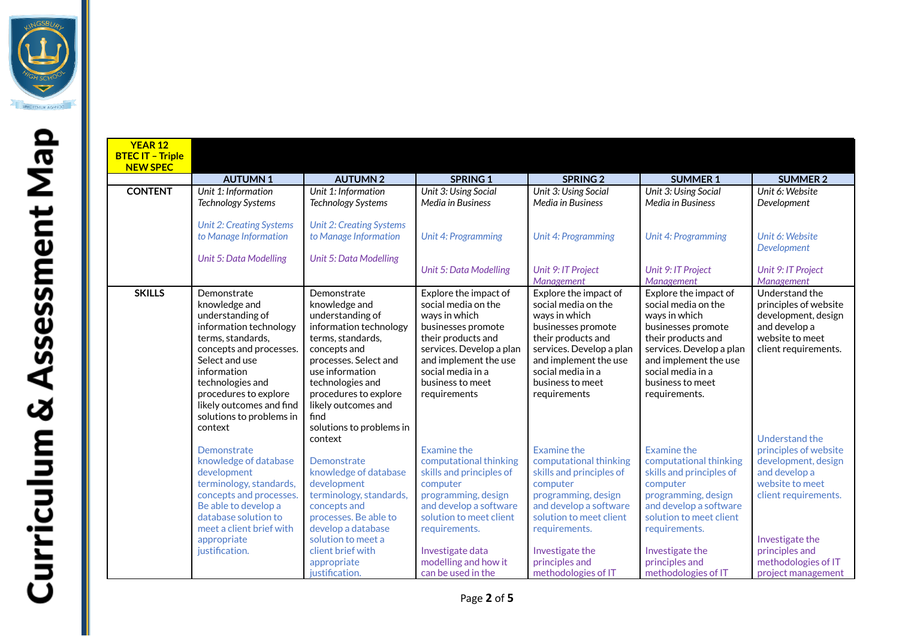# Curriculum & Assessment Map

| YEAR 12 BTEC IT – Triple NEW SPEC | | | | | | |
|---|---|---|---|---|---|---|
| | **AUTUMN 1** | **AUTUMN 2** | **SPRING 1** | **SPRING 2** | **SUMMER 1** | **SUMMER 2** |
| **CONTENT** | *Unit 1: Information Technology Systems*<br><br>*Unit 2: Creating Systems to Manage Information*<br><br>*Unit 5: Data Modelling* | *Unit 1: Information Technology Systems*<br><br>*Unit 2: Creating Systems to Manage Information*<br><br>*Unit 5: Data Modelling* | *Unit 3: Using Social Media in Business*<br><br>*Unit 4: Programming*<br><br>*Unit 5: Data Modelling* | *Unit 3: Using Social Media in Business*<br><br>*Unit 4: Programming*<br><br>*Unit 9: IT Project Management* | *Unit 3: Using Social Media in Business*<br><br>*Unit 4: Programming*<br><br>*Unit 9: IT Project Management* | *Unit 6: Website Development*<br><br>*Unit 6: Website Development*<br><br>*Unit 9: IT Project Management* |
| **SKILLS** | Demonstrate knowledge and understanding of information technology terms, standards, concepts and processes. Select and use information technologies and procedures to explore likely outcomes and find solutions to problems in context<br><br>Demonstrate knowledge of database development terminology, standards, concepts and processes. Be able to develop a database solution to meet a client brief with appropriate justification. | Demonstrate knowledge and understanding of information technology terms, standards, concepts and processes. Select and use information technologies and procedures to explore likely outcomes and find solutions to problems in context<br><br>Demonstrate knowledge of database development terminology, standards, concepts and processes. Be able to develop a database solution to meet a client brief with appropriate justification. | Explore the impact of social media on the ways in which businesses promote their products and services. Develop a plan and implement the use social media in a business to meet requirements<br><br>Examine the computational thinking skills and principles of computer programming, design and develop a software solution to meet client requirements.<br><br>Investigate data modelling and how it can be used in the | Explore the impact of social media on the ways in which businesses promote their products and services. Develop a plan and implement the use social media in a business to meet requirements<br><br>Examine the computational thinking skills and principles of computer programming, design and develop a software solution to meet client requirements.<br><br>Investigate the principles and methodologies of IT | Explore the impact of social media on the ways in which businesses promote their products and services. Develop a plan and implement the use social media in a business to meet requirements.<br><br>Examine the computational thinking skills and principles of computer programming, design and develop a software solution to meet client requirements.<br><br>Investigate the principles and methodologies of IT | Understand the principles of website development, design and develop a website to meet client requirements.<br><br>Understand the principles of website development, design and develop a website to meet client requirements.<br><br>Investigate the principles and methodologies of IT project management |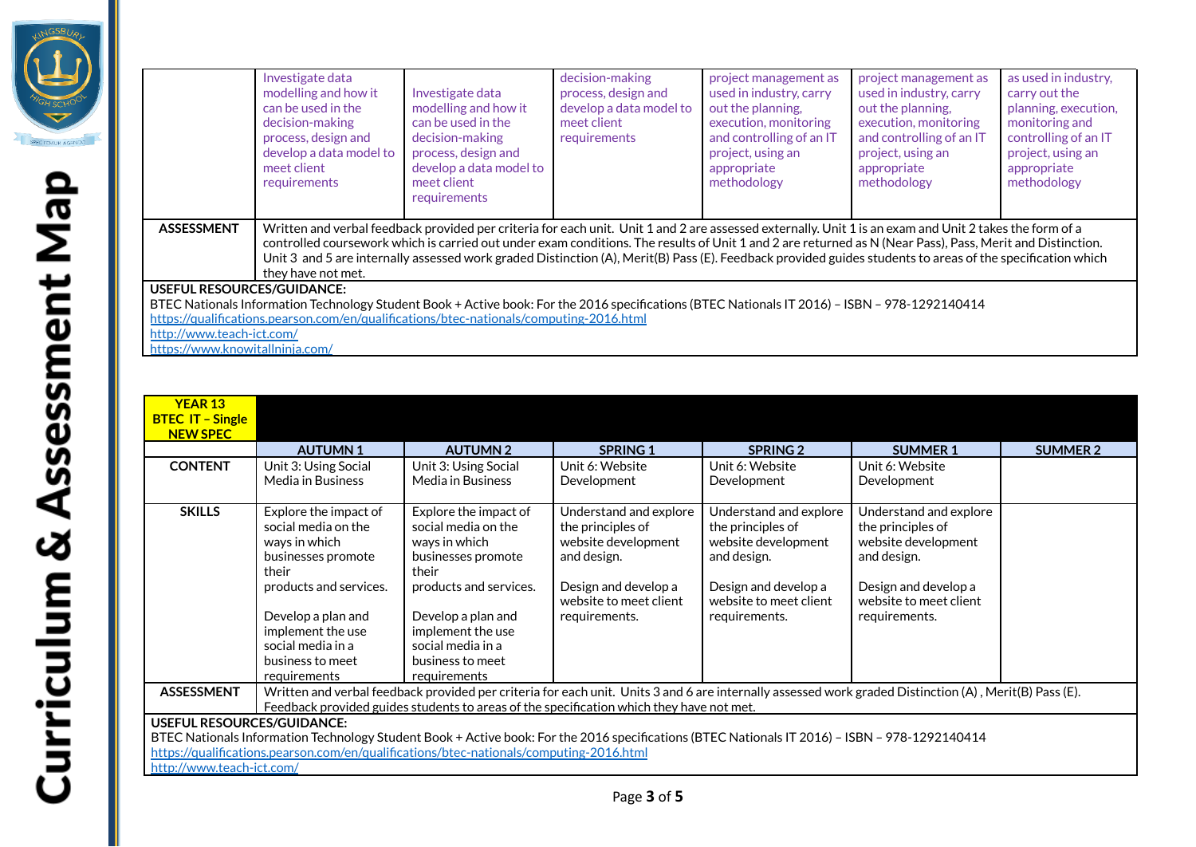| | | | | | | |
|---|---|---|---|---|---|---|
| | Investigate data modelling and how it can be used in the decision-making process, design and develop a data model to meet client requirements | Investigate data modelling and how it can be used in the decision-making process, design and develop a data model to meet client requirements | decision-making process, design and develop a data model to meet client requirements | project management as used in industry, carry out the planning, execution, monitoring and controlling of an IT project, using an appropriate methodology | project management as used in industry, carry out the planning, execution, monitoring and controlling of an IT project, using an appropriate methodology | as used in industry, carry out the planning, execution, monitoring and controlling of an IT project, using an appropriate methodology |
| **ASSESSMENT** | Written and verbal feedback provided per criteria for each unit. Unit 1 and 2 are assessed externally. Unit 1 is an exam and Unit 2 takes the form of a controlled coursework which is carried out under exam conditions. The results of Unit 1 and 2 are returned as N (Near Pass), Pass, Merit and Distinction. Unit 3 and 5 are internally assessed work graded Distinction (A), Merit(B) Pass (E). Feedback provided guides students to areas of the specification which they have not met. | | | | | |

**USEFUL RESOURCES/GUIDANCE:**
BTEC Nationals Information Technology Student Book + Active book: For the 2016 specifications (BTEC Nationals IT 2016) – ISBN – 978-1292140414
https://qualifications.pearson.com/en/qualifications/btec-nationals/computing-2016.html
http://www.teach-ict.com/
https://www.knowitallninja.com/

| **YEAR 13 BTEC IT – Single NEW SPEC** | | | | | | |
|---|---|---|---|---|---|---|
| | **AUTUMN 1** | **AUTUMN 2** | **SPRING 1** | **SPRING 2** | **SUMMER 1** | **SUMMER 2** |
| **CONTENT** | Unit 3: Using Social Media in Business | Unit 3: Using Social Media in Business | Unit 6: Website Development | Unit 6: Website Development | Unit 6: Website Development | |
| **SKILLS** | Explore the impact of social media on the ways in which businesses promote their products and services.<br><br>Develop a plan and implement the use social media in a business to meet requirements | Explore the impact of social media on the ways in which businesses promote their products and services.<br><br>Develop a plan and implement the use social media in a business to meet requirements | Understand and explore the principles of website development and design.<br><br>Design and develop a website to meet client requirements. | Understand and explore the principles of website development and design.<br><br>Design and develop a website to meet client requirements. | Understand and explore the principles of website development and design.<br><br>Design and develop a website to meet client requirements. | |
| **ASSESSMENT** | Written and verbal feedback provided per criteria for each unit. Units 3 and 6 are internally assessed work graded Distinction (A) , Merit(B) Pass (E). Feedback provided guides students to areas of the specification which they have not met. | | | | | |

**USEFUL RESOURCES/GUIDANCE:**
BTEC Nationals Information Technology Student Book + Active book: For the 2016 specifications (BTEC Nationals IT 2016) – ISBN – 978-1292140414
https://qualifications.pearson.com/en/qualifications/btec-nationals/computing-2016.html
http://www.teach-ict.com/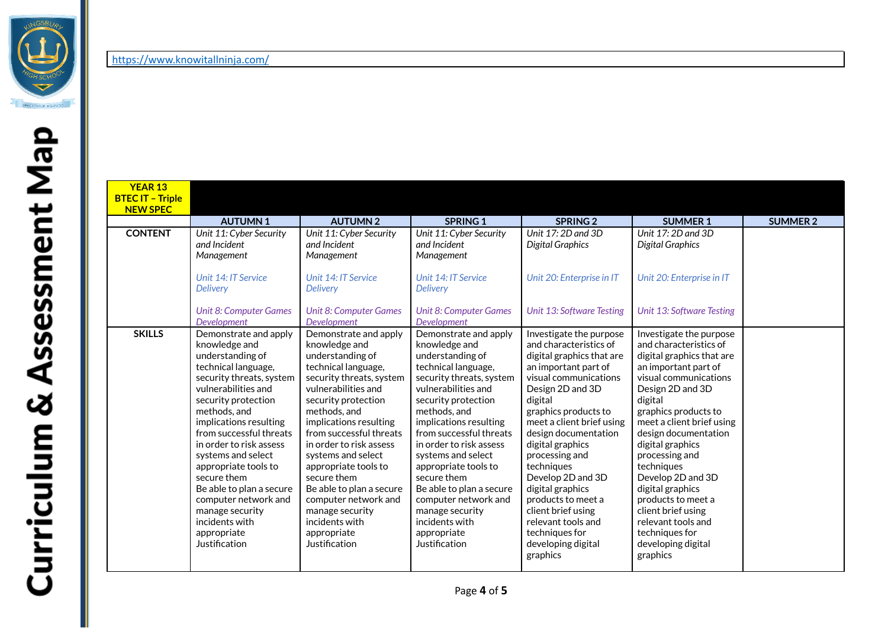Curriculum & Assessment Map

https://www.knowitallninja.com/

| YEAR 13 BTEC IT – Triple NEW SPEC | | | | | | |
|---|---|---|---|---|---|---|
| | AUTUMN 1 | AUTUMN 2 | SPRING 1 | SPRING 2 | SUMMER 1 | SUMMER 2 |
| CONTENT | *Unit 11: Cyber Security and Incident Management*<br><br>*Unit 14: IT Service Delivery*<br><br>*Unit 8: Computer Games Development* | *Unit 11: Cyber Security and Incident Management*<br><br>*Unit 14: IT Service Delivery*<br><br>*Unit 8: Computer Games Development* | *Unit 11: Cyber Security and Incident Management*<br><br>*Unit 14: IT Service Delivery*<br><br>*Unit 8: Computer Games Development* | *Unit 17: 2D and 3D Digital Graphics*<br><br>*Unit 20: Enterprise in IT*<br><br>*Unit 13: Software Testing* | *Unit 17: 2D and 3D Digital Graphics*<br><br>*Unit 20: Enterprise in IT*<br><br>*Unit 13: Software Testing* | |
| SKILLS | Demonstrate and apply knowledge and understanding of technical language, security threats, system vulnerabilities and security protection methods, and implications resulting from successful threats in order to risk assess systems and select appropriate tools to secure them<br>Be able to plan a secure computer network and manage security incidents with appropriate Justification | Demonstrate and apply knowledge and understanding of technical language, security threats, system vulnerabilities and security protection methods, and implications resulting from successful threats in order to risk assess systems and select appropriate tools to secure them<br>Be able to plan a secure computer network and manage security incidents with appropriate Justification | Demonstrate and apply knowledge and understanding of technical language, security threats, system vulnerabilities and security protection methods, and implications resulting from successful threats in order to risk assess systems and select appropriate tools to secure them<br>Be able to plan a secure computer network and manage security incidents with appropriate Justification | Investigate the purpose and characteristics of digital graphics that are an important part of visual communications<br>Design 2D and 3D digital graphics products to meet a client brief using design documentation digital graphics processing and techniques<br>Develop 2D and 3D digital graphics products to meet a client brief using relevant tools and techniques for developing digital graphics | Investigate the purpose and characteristics of digital graphics that are an important part of visual communications<br>Design 2D and 3D digital graphics products to meet a client brief using design documentation digital graphics processing and techniques<br>Develop 2D and 3D digital graphics products to meet a client brief using relevant tools and techniques for developing digital graphics | |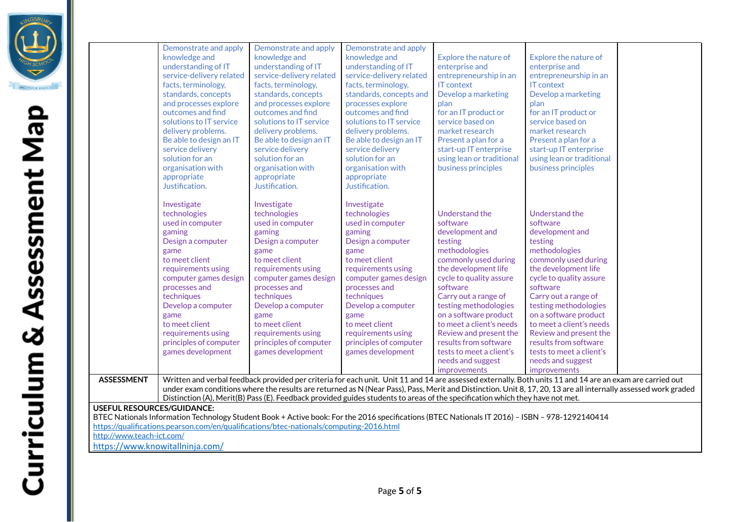| | | | | | | |
|---|---|---|---|---|---|---|
| | Demonstrate and apply knowledge and understanding of IT service-delivery related facts, terminology, standards, concepts and processes explore outcomes and find solutions to IT service delivery problems. Be able to design an IT service delivery solution for an organisation with appropriate Justification.<br><br>Investigate technologies used in computer gaming Design a computer game to meet client requirements using computer games design processes and techniques Develop a computer game to meet client requirements using principles of computer games development | Demonstrate and apply knowledge and understanding of IT service-delivery related facts, terminology, standards, concepts and processes explore outcomes and find solutions to IT service delivery problems. Be able to design an IT service delivery solution for an organisation with appropriate Justification.<br><br>Investigate technologies used in computer gaming Design a computer game to meet client requirements using computer games design processes and techniques Develop a computer game to meet client requirements using principles of computer games development | Demonstrate and apply knowledge and understanding of IT service-delivery related facts, terminology, standards, concepts and processes explore outcomes and find solutions to IT service delivery problems. Be able to design an IT service delivery solution for an organisation with appropriate Justification.<br><br>Investigate technologies used in computer gaming Design a computer game to meet client requirements using computer games design processes and techniques Develop a computer game to meet client requirements using principles of computer games development | Explore the nature of enterprise and entrepreneurship in an IT context Develop a marketing plan for an IT product or service based on market research Present a plan for a start-up IT enterprise using lean or traditional business principles<br><br>Understand the software development and testing methodologies commonly used during the development life cycle to quality assure software Carry out a range of testing methodologies on a software product to meet a client's needs Review and present the results from software tests to meet a client's needs and suggest improvements | Explore the nature of enterprise and entrepreneurship in an IT context Develop a marketing plan for an IT product or service based on market research Present a plan for a start-up IT enterprise using lean or traditional business principles<br><br>Understand the software development and testing methodologies commonly used during the development life cycle to quality assure software Carry out a range of testing methodologies on a software product to meet a client's needs Review and present the results from software tests to meet a client's needs and suggest improvements | |
| **ASSESSMENT** | Written and verbal feedback provided per criteria for each unit. Unit 11 and 14 are assessed externally. Both units 11 and 14 are an exam are carried out under exam conditions where the results are returned as N (Near Pass), Pass, Merit and Distinction. Unit 8, 17, 20, 13 are all internally assessed work graded Distinction (A), Merit(B) Pass (E). Feedback provided guides students to areas of the specification which they have not met. | | | | | |

**USEFUL RESOURCES/GUIDANCE:**

BTEC Nationals Information Technology Student Book + Active book: For the 2016 specifications (BTEC Nationals IT 2016) – ISBN – 978-1292140414

https://qualifications.pearson.com/en/qualifications/btec-nationals/computing-2016.html

http://www.teach-ict.com/

https://www.knowitallninja.com/